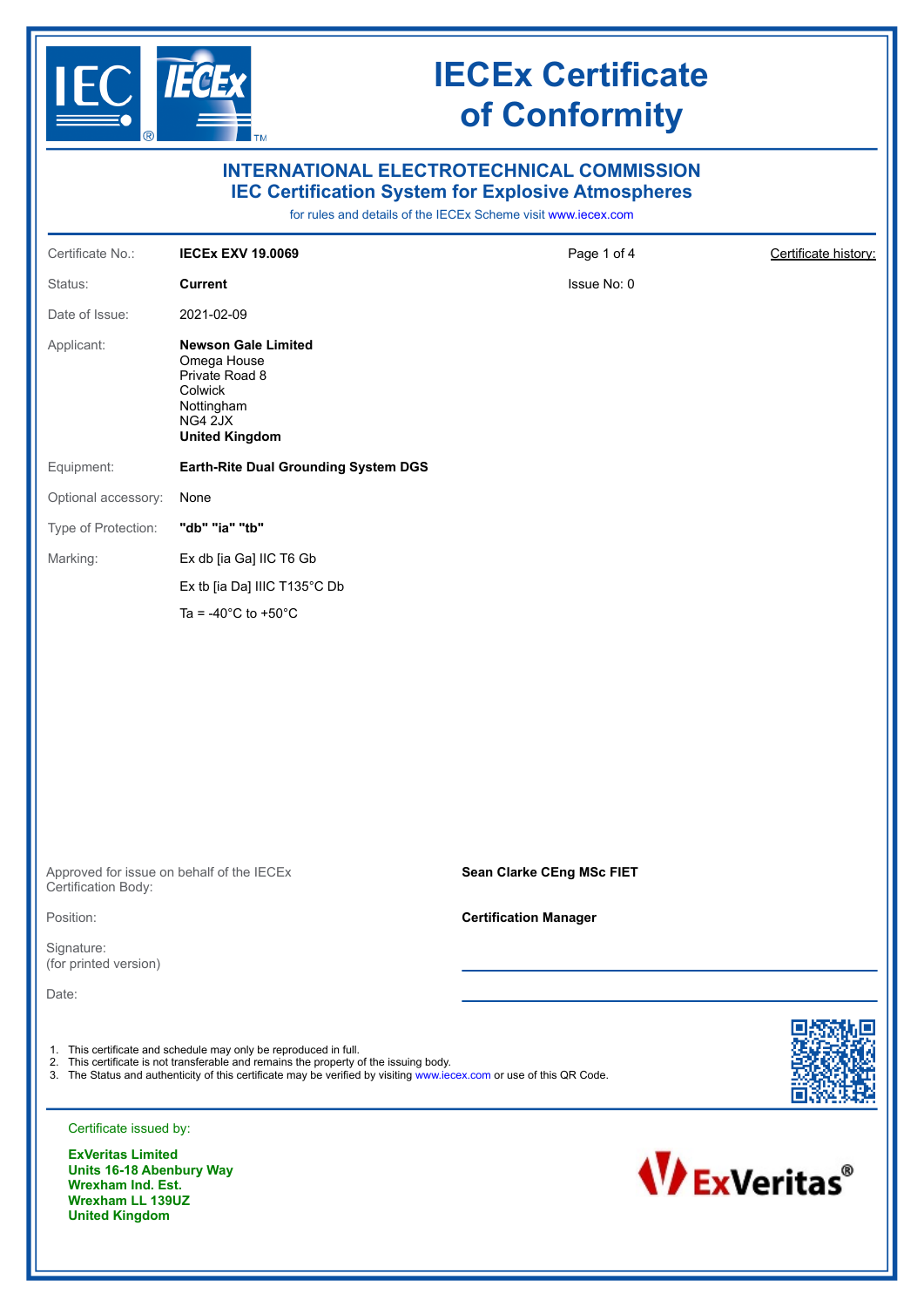# IECEx Certificate of Conformity

## INTERNATIONAL ELECTROTECHNICAL COMMISSION
## IEC Certification System for Explosive Atmospheres

for rules and details of the IECEx Scheme visit www.iecex.com

| | | | |
|---|---|---|---|
| Certificate No.: | **IECEx EXV 19.0069** | Page 1 of 4 | Certificate history: |
| Status: | **Current** | Issue No: 0 | |
| Date of Issue: | 2021-02-09 | | |

Applicant:
**Newson Gale Limited**
Omega House
Private Road 8
Colwick
Nottingham
NG4 2JX
**United Kingdom**

Equipment: **Earth-Rite Dual Grounding System DGS**

Optional accessory: None

Type of Protection: **"db" "ia" "tb"**

Marking:
Ex db [ia Ga] IIC T6 Gb
Ex tb [ia Da] IIIC T135°C Db
Ta = -40°C to +50°C

Approved for issue on behalf of the IECEx Certification Body: **Sean Clarke CEng MSc FIET**

Position: **Certification Manager**

Signature:
(for printed version)

Date:

1. This certificate and schedule may only be reproduced in full.
2. This certificate is not transferable and remains the property of the issuing body.
3. The Status and authenticity of this certificate may be verified by visiting www.iecex.com or use of this QR Code.

Certificate issued by:

**ExVeritas Limited**
**Units 16-18 Abenbury Way**
**Wrexham Ind. Est.**
**Wrexham LL 139UZ**
**United Kingdom**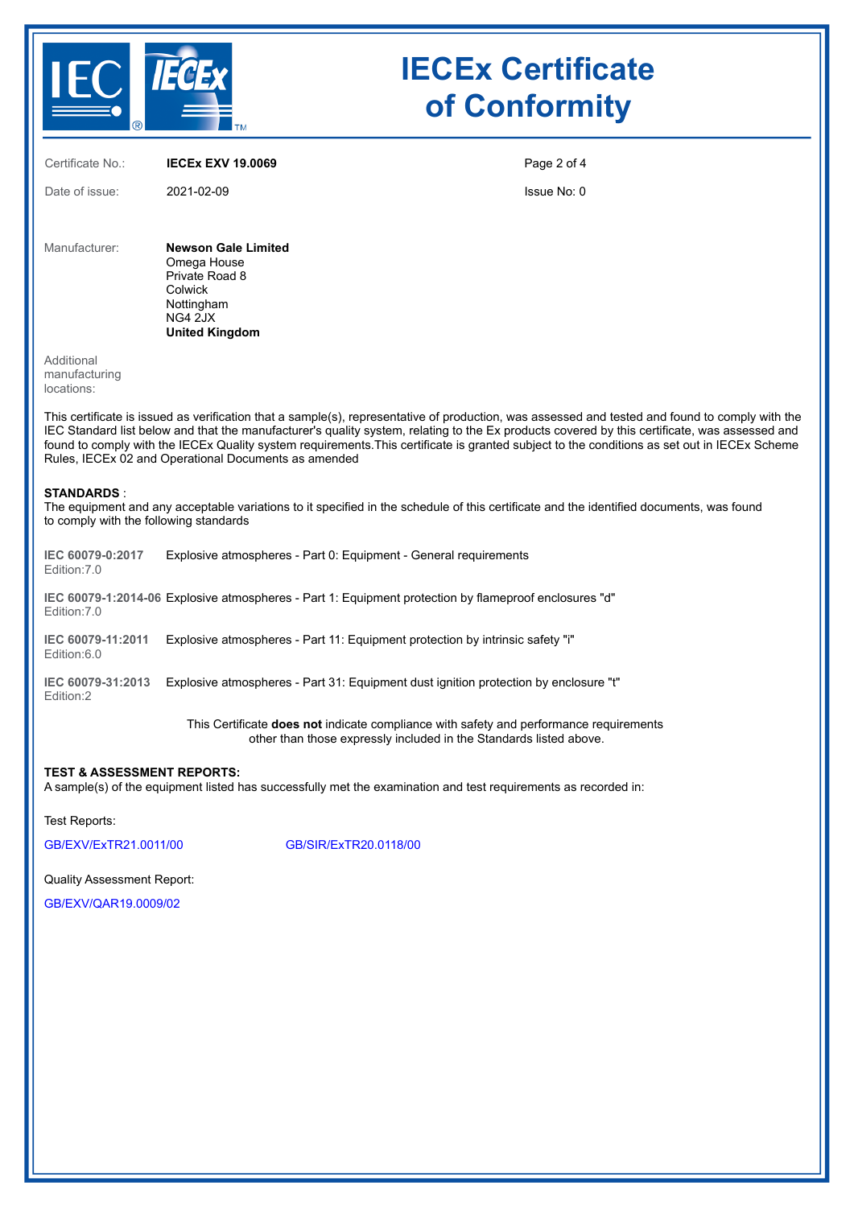# IECEx Certificate of Conformity

| | | | |
|---|---|---|---|
| Certificate No.: | **IECEx EXV 19.0069** | | |
| Date of issue: | 2021-02-09 | Issue No: 0 | |

Manufacturer: **Newson Gale Limited**
Omega House
Private Road 8
Colwick
Nottingham
NG4 2JX
**United Kingdom**

Additional manufacturing locations:

This certificate is issued as verification that a sample(s), representative of production, was assessed and tested and found to comply with the IEC Standard list below and that the manufacturer's quality system, relating to the Ex products covered by this certificate, was assessed and found to comply with the IECEx Quality system requirements.This certificate is granted subject to the conditions as set out in IECEx Scheme Rules, IECEx 02 and Operational Documents as amended

**STANDARDS** :
The equipment and any acceptable variations to it specified in the schedule of this certificate and the identified documents, was found to comply with the following standards

**IEC 60079-0:2017** Edition:7.0 — Explosive atmospheres - Part 0: Equipment - General requirements

**IEC 60079-1:2014-06** Edition:7.0 — Explosive atmospheres - Part 1: Equipment protection by flameproof enclosures "d"

**IEC 60079-11:2011** Edition:6.0 — Explosive atmospheres - Part 11: Equipment protection by intrinsic safety "i"

**IEC 60079-31:2013** Edition:2 — Explosive atmospheres - Part 31: Equipment dust ignition protection by enclosure "t"

This Certificate **does not** indicate compliance with safety and performance requirements other than those expressly included in the Standards listed above.

**TEST & ASSESSMENT REPORTS:**
A sample(s) of the equipment listed has successfully met the examination and test requirements as recorded in:

Test Reports:

GB/EXV/ExTR21.0011/00 GB/SIR/ExTR20.0118/00

Quality Assessment Report:

GB/EXV/QAR19.0009/02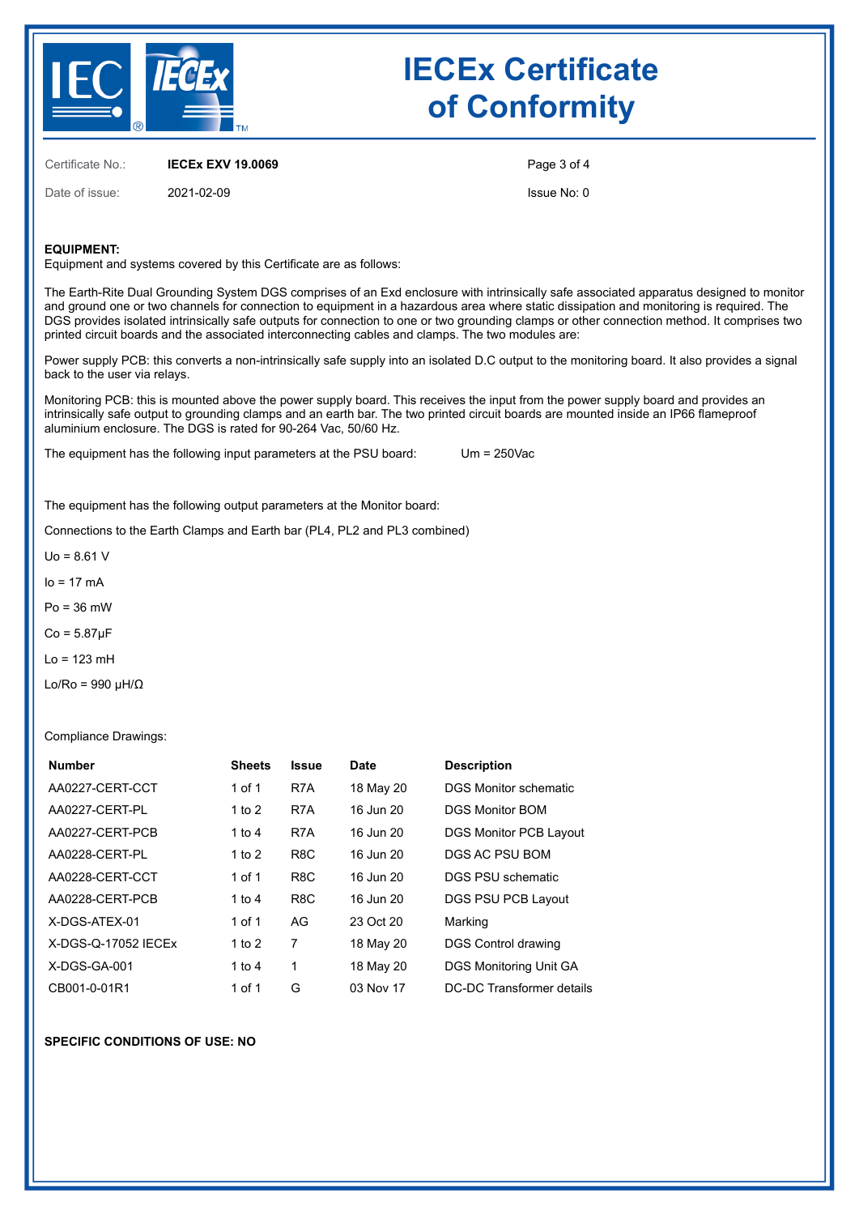# IECEx Certificate of Conformity

Certificate No.: **IECEx EXV 19.0069**

Date of issue: 2021-02-09

Issue No: 0

**EQUIPMENT:**
Equipment and systems covered by this Certificate are as follows:

The Earth-Rite Dual Grounding System DGS comprises of an Exd enclosure with intrinsically safe associated apparatus designed to monitor and ground one or two channels for connection to equipment in a hazardous area where static dissipation and monitoring is required. The DGS provides isolated intrinsically safe outputs for connection to one or two grounding clamps or other connection method. It comprises two printed circuit boards and the associated interconnecting cables and clamps. The two modules are:

Power supply PCB: this converts a non-intrinsically safe supply into an isolated D.C output to the monitoring board. It also provides a signal back to the user via relays.

Monitoring PCB: this is mounted above the power supply board. This receives the input from the power supply board and provides an intrinsically safe output to grounding clamps and an earth bar. The two printed circuit boards are mounted inside an IP66 flameproof aluminium enclosure. The DGS is rated for 90-264 Vac, 50/60 Hz.

The equipment has the following input parameters at the PSU board: $U_m$ = 250Vac

The equipment has the following output parameters at the Monitor board:

Connections to the Earth Clamps and Earth bar (PL4, PL2 and PL3 combined)

$U_o$ = 8.61 V

$I_o$ = 17 mA

$P_o$ = 36 mW

$C_o$ = 5.87μF

$L_o$ = 123 mH

$L_o/R_o$ = 990 μH/Ω

Compliance Drawings:

| Number | Sheets | Issue | Date | Description |
|---|---|---|---|---|
| AA0227-CERT-CCT | 1 of 1 | R7A | 18 May 20 | DGS Monitor schematic |
| AA0227-CERT-PL | 1 to 2 | R7A | 16 Jun 20 | DGS Monitor BOM |
| AA0227-CERT-PCB | 1 to 4 | R7A | 16 Jun 20 | DGS Monitor PCB Layout |
| AA0228-CERT-PL | 1 to 2 | R8C | 16 Jun 20 | DGS AC PSU BOM |
| AA0228-CERT-CCT | 1 of 1 | R8C | 16 Jun 20 | DGS PSU schematic |
| AA0228-CERT-PCB | 1 to 4 | R8C | 16 Jun 20 | DGS PSU PCB Layout |
| X-DGS-ATEX-01 | 1 of 1 | AG | 23 Oct 20 | Marking |
| X-DGS-Q-17052 IECEx | 1 to 2 | 7 | 18 May 20 | DGS Control drawing |
| X-DGS-GA-001 | 1 to 4 | 1 | 18 May 20 | DGS Monitoring Unit GA |
| CB001-0-01R1 | 1 of 1 | G | 03 Nov 17 | DC-DC Transformer details |

**SPECIFIC CONDITIONS OF USE: NO**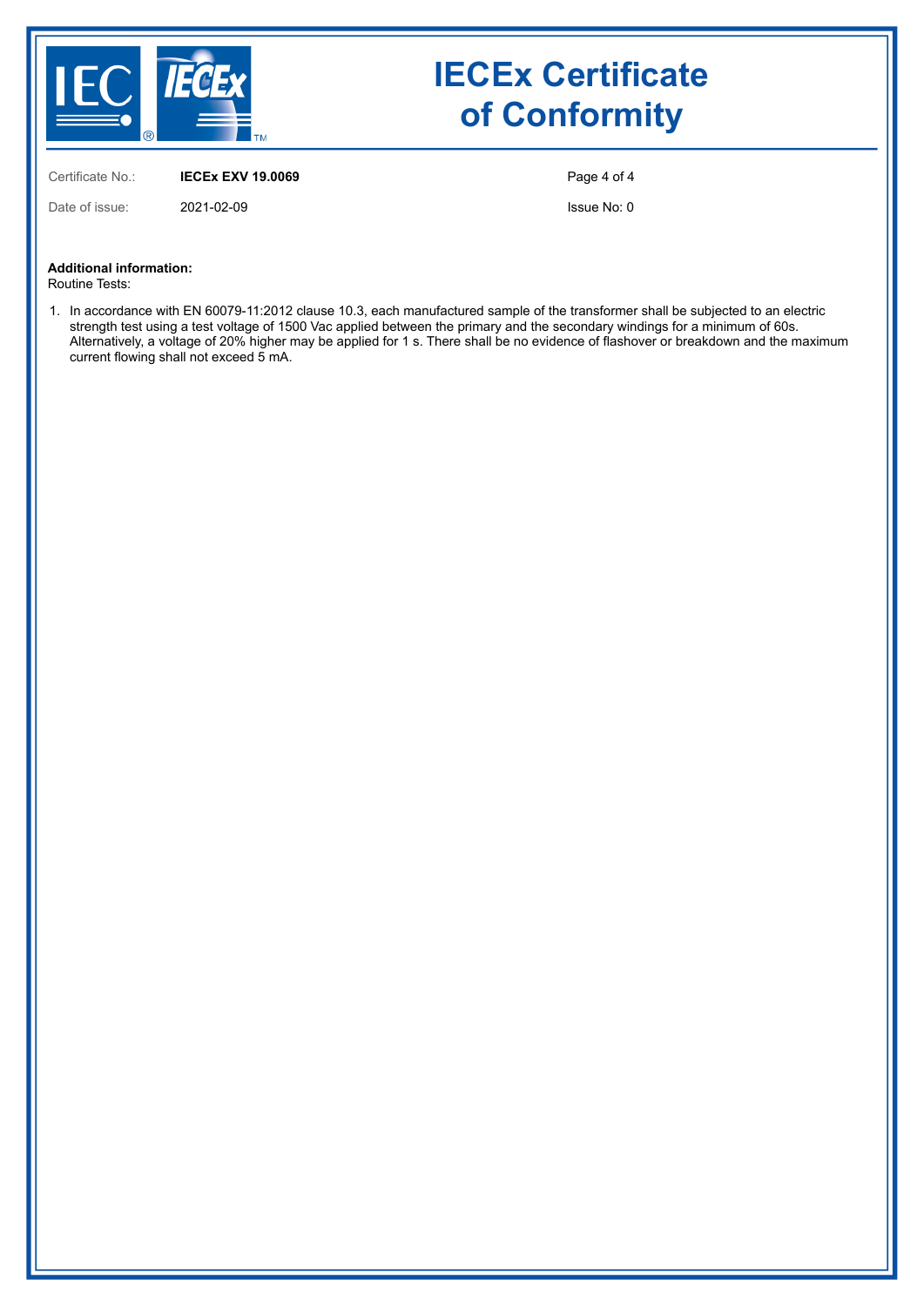# IECEx Certificate of Conformity

Certificate No.: **IECEx EXV 19.0069**

Date of issue: 2021-02-09

Issue No: 0

**Additional information:**
Routine Tests:

1. In accordance with EN 60079-11:2012 clause 10.3, each manufactured sample of the transformer shall be subjected to an electric strength test using a test voltage of 1500 Vac applied between the primary and the secondary windings for a minimum of 60s. Alternatively, a voltage of 20% higher may be applied for 1 s. There shall be no evidence of flashover or breakdown and the maximum current flowing shall not exceed 5 mA.